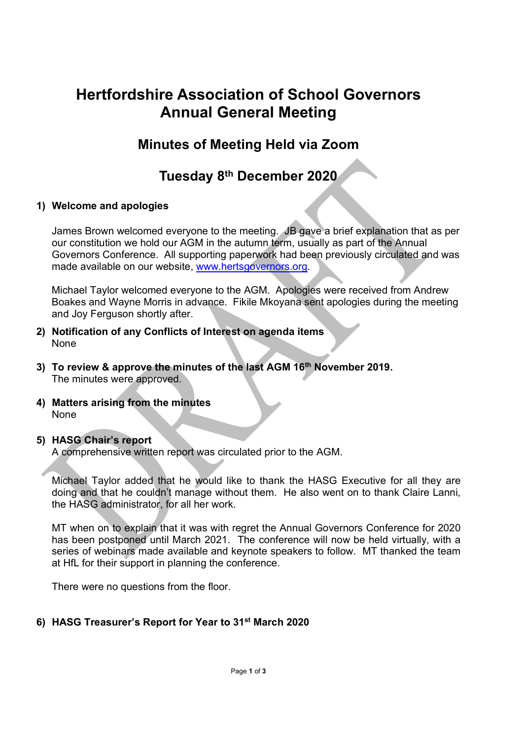# Hertfordshire Association of School Governors Annual General Meeting

## Minutes of Meeting Held via Zoom

## Tuesday 8th December 2020

1) **Welcome and apologies**

   James Brown welcomed everyone to the meeting. JB gave a brief explanation that as per our constitution we hold our AGM in the autumn term, usually as part of the Annual Governors Conference. All supporting paperwork had been previously circulated and was made available on our website, www.hertsgovernors.org.

   Michael Taylor welcomed everyone to the AGM. Apologies were received from Andrew Boakes and Wayne Morris in advance. Fikile Mkoyana sent apologies during the meeting and Joy Ferguson shortly after.

2) **Notification of any Conflicts of Interest on agenda items**
   None

3) **To review & approve the minutes of the last AGM 16th November 2019.**
   The minutes were approved.

4) **Matters arising from the minutes**
   None

5) **HASG Chair's report**
   A comprehensive written report was circulated prior to the AGM.

   Michael Taylor added that he would like to thank the HASG Executive for all they are doing and that he couldn't manage without them. He also went on to thank Claire Lanni, the HASG administrator, for all her work.

   MT when on to explain that it was with regret the Annual Governors Conference for 2020 has been postponed until March 2021. The conference will now be held virtually, with a series of webinars made available and keynote speakers to follow. MT thanked the team at HfL for their support in planning the conference.

   There were no questions from the floor.

6) **HASG Treasurer's Report for Year to 31st March 2020**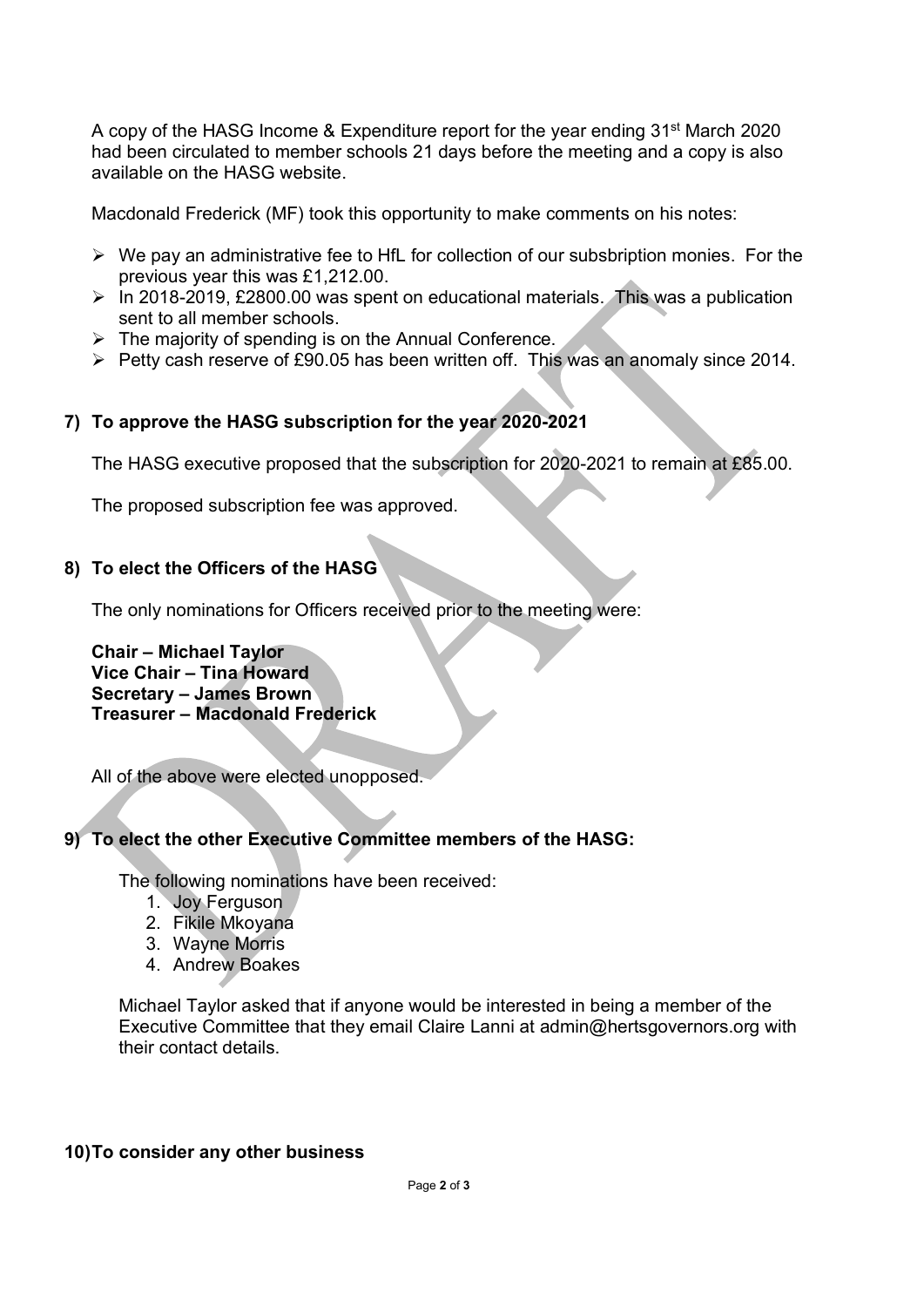A copy of the HASG Income & Expenditure report for the year ending 31st March 2020 had been circulated to member schools 21 days before the meeting and a copy is also available on the HASG website.

Macdonald Frederick (MF) took this opportunity to make comments on his notes:

- We pay an administrative fee to HfL for collection of our subsbription monies. For the previous year this was £1,212.00.
- In 2018-2019, £2800.00 was spent on educational materials. This was a publication sent to all member schools.
- The majority of spending is on the Annual Conference.
- Petty cash reserve of £90.05 has been written off. This was an anomaly since 2014.

## 7) To approve the HASG subscription for the year 2020-2021

The HASG executive proposed that the subscription for 2020-2021 to remain at £85.00.

The proposed subscription fee was approved.

## 8) To elect the Officers of the HASG

The only nominations for Officers received prior to the meeting were:

**Chair – Michael Taylor**
**Vice Chair – Tina Howard**
**Secretary – James Brown**
**Treasurer – Macdonald Frederick**

All of the above were elected unopposed.

## 9) To elect the other Executive Committee members of the HASG:

The following nominations have been received:

1. Joy Ferguson
2. Fikile Mkoyana
3. Wayne Morris
4. Andrew Boakes

Michael Taylor asked that if anyone would be interested in being a member of the Executive Committee that they email Claire Lanni at admin@hertsgovernors.org with their contact details.

## 10) To consider any other business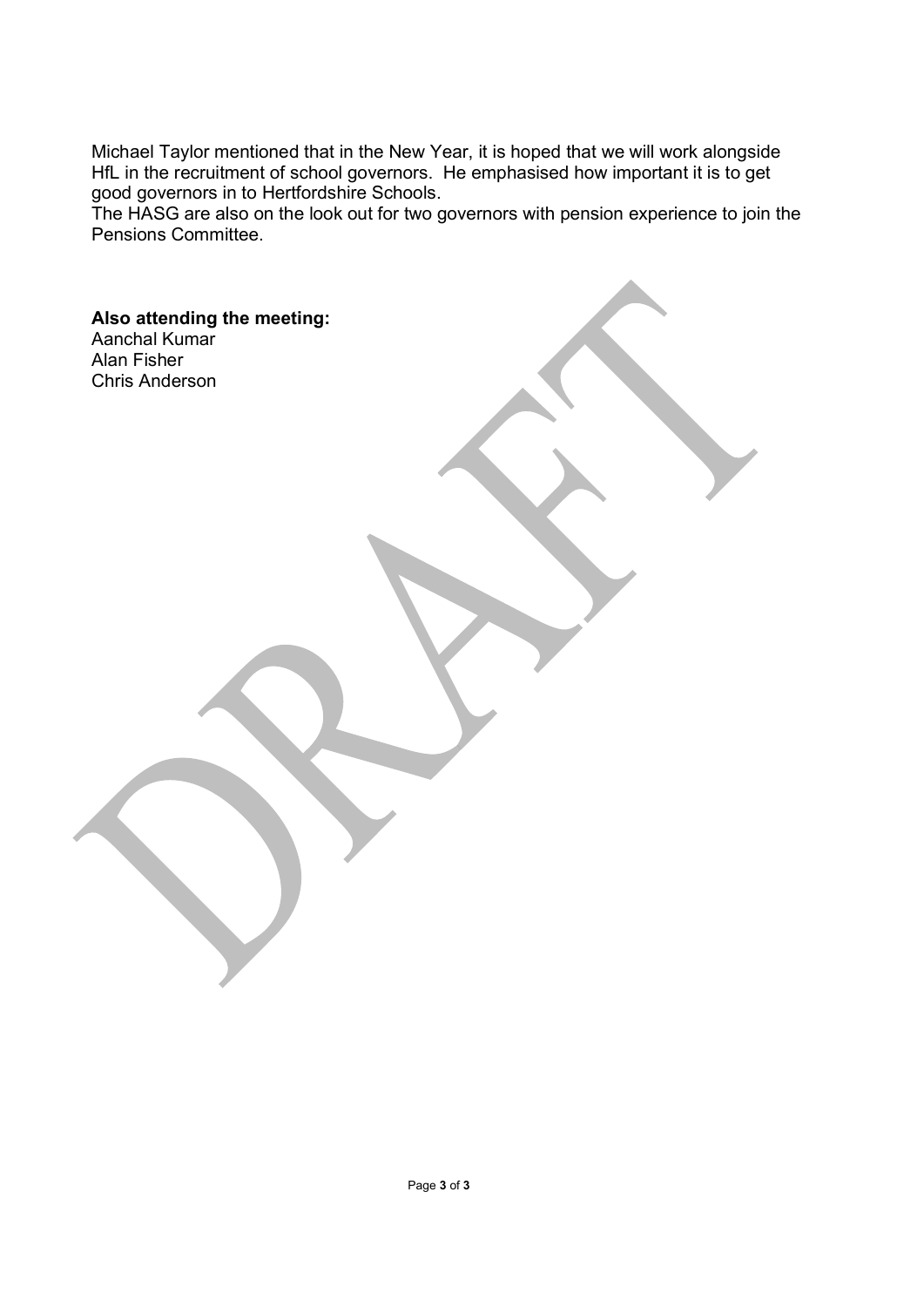Michael Taylor mentioned that in the New Year, it is hoped that we will work alongside HfL in the recruitment of school governors. He emphasised how important it is to get good governors in to Hertfordshire Schools.
The HASG are also on the look out for two governors with pension experience to join the Pensions Committee.

**Also attending the meeting:**
Aanchal Kumar
Alan Fisher
Chris Anderson